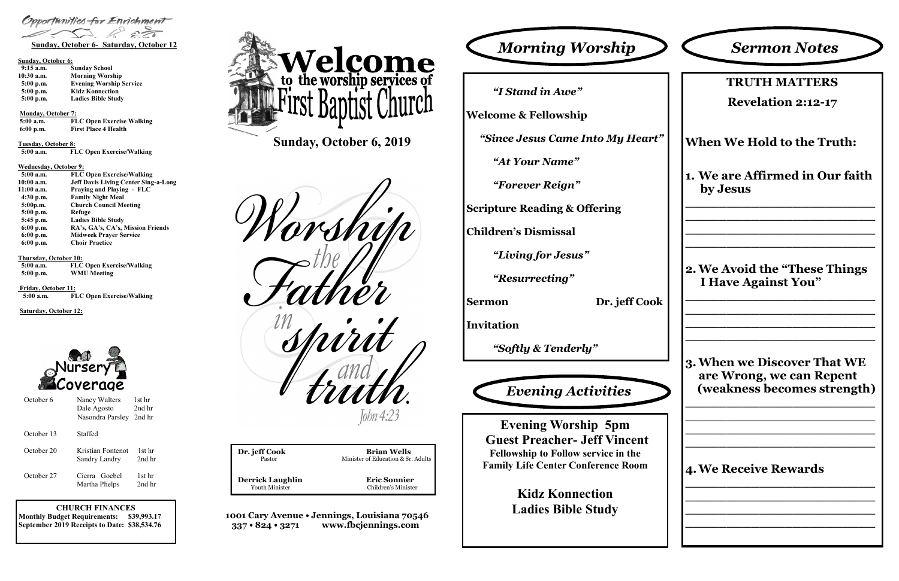## Opportunities for Enrichment

**Sunday, October 6- Saturday, October 12**

**Sunday, October 6:**

| | |
|---|---|
| 9:15 a.m. | Sunday School |
| 10:30 a.m. | Morning Worship |
| 5:00 p.m. | Evening Worship Service |
| 5:00 p.m. | Kidz Konnection |
| 5:00 p.m. | Ladies Bible Study |

**Monday, October 7:**

| | |
|---|---|
| 5:00 a.m. | FLC Open Exercise Walking |
| 6:00 p.m. | First Place 4 Health |

**Tuesday, October 8:**

| | |
|---|---|
| 5:00 a.m. | FLC Open Exercise/Walking |

**Wednesday, October 9:**

| | |
|---|---|
| 5:00 a.m. | FLC Open Exercise/Walking |
| 10:00 a.m. | Jeff Davis Living Center Sing-a-Long |
| 11:00 a.m. | Praying and Playing - FLC |
| 4:30 p.m. | Family Night Meal |
| 5:00p.m. | Church Council Meeting |
| 5:00 p.m. | Refuge |
| 5:45 p.m. | Ladies Bible Study |
| 6:00 p.m. | RA's, GA's, CA's, Mission Friends |
| 6:00 p.m. | Midweek Prayer Service |
| 6:00 p.m. | Choir Practice |

**Thursday, October 10:**

| | |
|---|---|
| 5:00 a.m. | FLC Open Exercise/Walking |
| 5:00 p.m. | WMU Meeting |

**Friday, October 11:**

| | |
|---|---|
| 5:00 a.m. | FLC Open Exercise/Walking |

**Saturday, October 12:**

### Nursery Coverage

| | | |
|---|---|---|
| October 6 | Nancy Walters | 1st hr |
| | Dale Agosto | 2nd hr |
| | Nasondra Parsley | 2nd hr |
| October 13 | Staffed | |
| October 20 | Kristian Fontenot | 1st hr |
| | Sandry Landry | 2nd hr |
| October 27 | Cierra Goebel | 1st hr |
| | Martha Phelps | 2nd hr |

**CHURCH FINANCES**

**Monthly Budget Requirements: $39,993.17**

**September 2019 Receipts to Date: $38,534.76**

# Welcome to the worship services of First Baptist Church

## Sunday, October 6, 2019

*Worship the Father in spirit and truth.* John 4:23

| | |
|---|---|
| **Dr. jeff Cook** Pastor | **Brian Wells** Minister of Education & Sr. Adults |
| **Derrick Laughlin** Youth Minister | **Eric Sonnier** Children's Minister |

**1001 Cary Avenue • Jennings, Louisiana 70546**
**337 • 824 • 3271 www.fbcjennings.com**

## Morning Worship

*"I Stand in Awe"*

**Welcome & Fellowship**

*"Since Jesus Came Into My Heart"*

*"At Your Name"*

*"Forever Reign"*

**Scripture Reading & Offering**

**Children's Dismissal**

*"Living for Jesus"*

*"Resurrecting"*

**Sermon** Dr. jeff Cook

**Invitation**

*"Softly & Tenderly"*

## Evening Activities

**Evening Worship 5pm**
**Guest Preacher- Jeff Vincent**
**Fellowship to Follow service in the Family Life Center Conference Room**

**Kidz Konnection**
**Ladies Bible Study**

## Sermon Notes

**TRUTH MATTERS**

**Revelation 2:12-17**

**When We Hold to the Truth:**

1. **We are Affirmed in Our faith by Jesus**

______________________________
______________________________
______________________________
______________________________

2. **We Avoid the "These Things I Have Against You"**

______________________________
______________________________
______________________________
______________________________

3. **When we Discover That WE are Wrong, we can Repent (weakness becomes strength)**

______________________________
______________________________
______________________________
______________________________

4. **We Receive Rewards**

______________________________
______________________________
______________________________
______________________________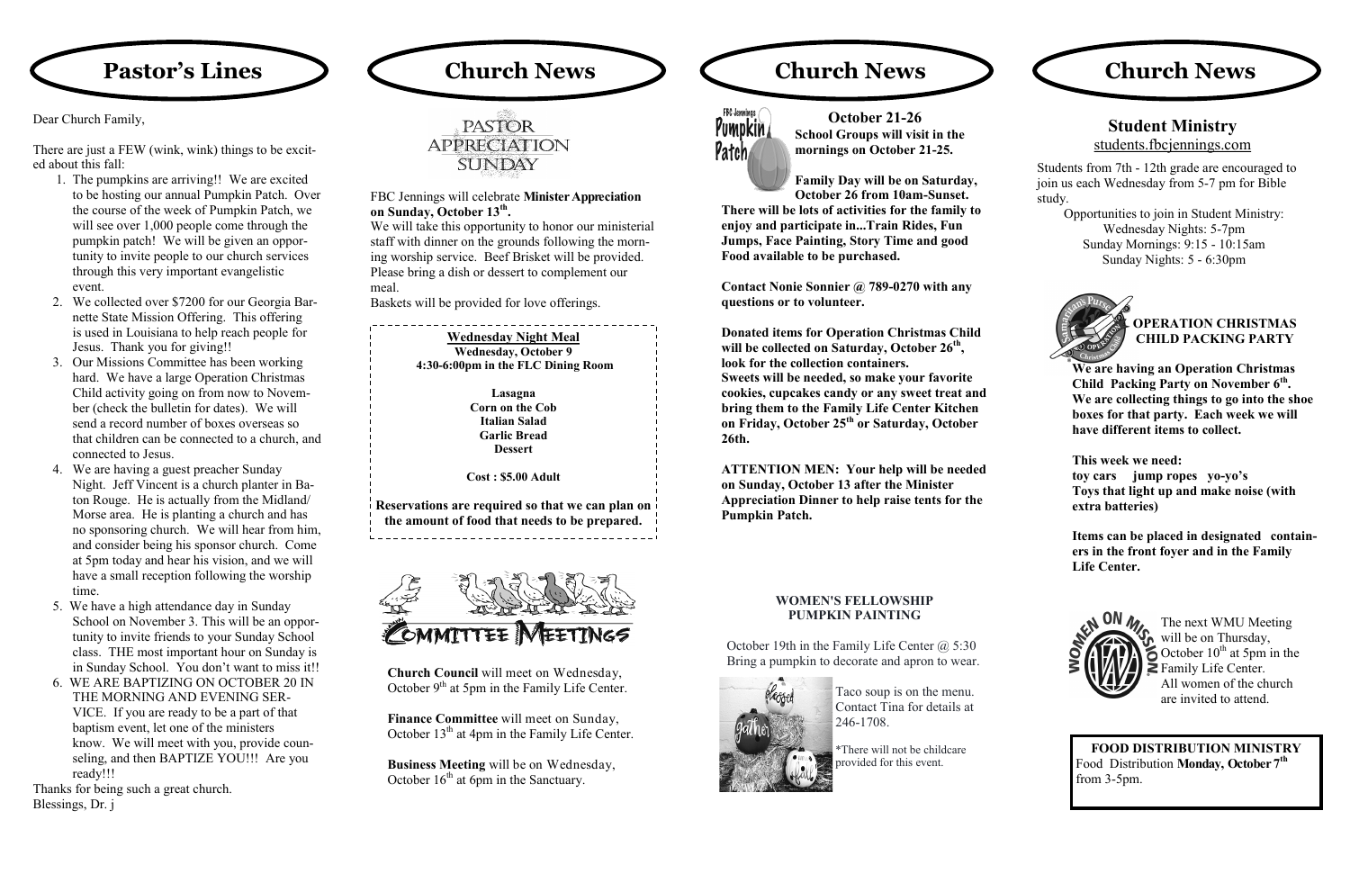# Pastor's Lines

Dear Church Family,

There are just a FEW (wink, wink) things to be excited about this fall:

1. The pumpkins are arriving!! We are excited to be hosting our annual Pumpkin Patch. Over the course of the week of Pumpkin Patch, we will see over 1,000 people come through the pumpkin patch! We will be given an opportunity to invite people to our church services through this very important evangelistic event.
2. We collected over $7200 for our Georgia Barnette State Mission Offering. This offering is used in Louisiana to help reach people for Jesus. Thank you for giving!!
3. Our Missions Committee has been working hard. We have a large Operation Christmas Child activity going on from now to November (check the bulletin for dates). We will send a record number of boxes overseas so that children can be connected to a church, and connected to Jesus.
4. We are having a guest preacher Sunday Night. Jeff Vincent is a church planter in Baton Rouge. He is actually from the Midland/ Morse area. He is planting a church and has no sponsoring church. We will hear from him, and consider being his sponsor church. Come at 5pm today and hear his vision, and we will have a small reception following the worship time.
5. We have a high attendance day in Sunday School on November 3. This will be an opportunity to invite friends to your Sunday School class. THE most important hour on Sunday is in Sunday School. You don't want to miss it!!
6. WE ARE BAPTIZING ON OCTOBER 20 IN THE MORNING AND EVENING SERVICE. If you are ready to be a part of that baptism event, let one of the ministers know. We will meet with you, provide counseling, and then BAPTIZE YOU!!! Are you ready!!!

Thanks for being such a great church.
Blessings, Dr. j

# Church News

## PASTOR APPRECIATION SUNDAY

FBC Jennings will celebrate **Minister Appreciation on Sunday, October 13th.**
We will take this opportunity to honor our ministerial staff with dinner on the grounds following the morning worship service. Beef Brisket will be provided. Please bring a dish or dessert to complement our meal.
Baskets will be provided for love offerings.

**Wednesday Night Meal**
**Wednesday, October 9**
**4:30-6:00pm in the FLC Dining Room**

**Lasagna**
**Corn on the Cob**
**Italian Salad**
**Garlic Bread**
**Dessert**

**Cost : $5.00 Adult**

**Reservations are required so that we can plan on the amount of food that needs to be prepared.**

## COMMITTEE MEETINGS

**Church Council** will meet on Wednesday, October 9th at 5pm in the Family Life Center.

**Finance Committee** will meet on Sunday, October 13th at 4pm in the Family Life Center.

**Business Meeting** will be on Wednesday, October 16th at 6pm in the Sanctuary.

# Church News

## FBC Jennings Pumpkin Patch

**October 21-26**
**School Groups will visit in the mornings on October 21-25.**

**Family Day will be on Saturday, October 26 from 10am-Sunset. There will be lots of activities for the family to enjoy and participate in...Train Rides, Fun Jumps, Face Painting, Story Time and good Food available to be purchased.**

**Contact Nonie Sonnier @ 789-0270 with any questions or to volunteer.**

**Donated items for Operation Christmas Child will be collected on Saturday, October 26th, look for the collection containers.**
**Sweets will be needed, so make your favorite cookies, cupcakes candy or any sweet treat and bring them to the Family Life Center Kitchen on Friday, October 25th or Saturday, October 26th.**

**ATTENTION MEN: Your help will be needed on Sunday, October 13 after the Minister Appreciation Dinner to help raise tents for the Pumpkin Patch.**

**WOMEN'S FELLOWSHIP PUMPKIN PAINTING**

October 19th in the Family Life Center @ 5:30
Bring a pumpkin to decorate and apron to wear.

Taco soup is on the menu. Contact Tina for details at 246-1708.

*There will not be childcare provided for this event.

# Church News

## Student Ministry

students.fbcjennings.com

Students from 7th - 12th grade are encouraged to join us each Wednesday from 5-7 pm for Bible study.

Opportunities to join in Student Ministry:
Wednesday Nights: 5-7pm
Sunday Mornings: 9:15 - 10:15am
Sunday Nights: 5 - 6:30pm

**OPERATION CHRISTMAS CHILD PACKING PARTY**

**We are having an Operation Christmas Child Packing Party on November 6th. We are collecting things to go into the shoe boxes for that party. Each week we will have different items to collect.**

**This week we need:**
**toy cars jump ropes yo-yo's**
**Toys that light up and make noise (with extra batteries)**

**Items can be placed in designated containers in the front foyer and in the Family Life Center.**

The next WMU Meeting will be on Thursday, October 10th at 5pm in the Family Life Center. All women of the church are invited to attend.

**FOOD DISTRIBUTION MINISTRY**
Food Distribution **Monday, October 7th** from 3-5pm.